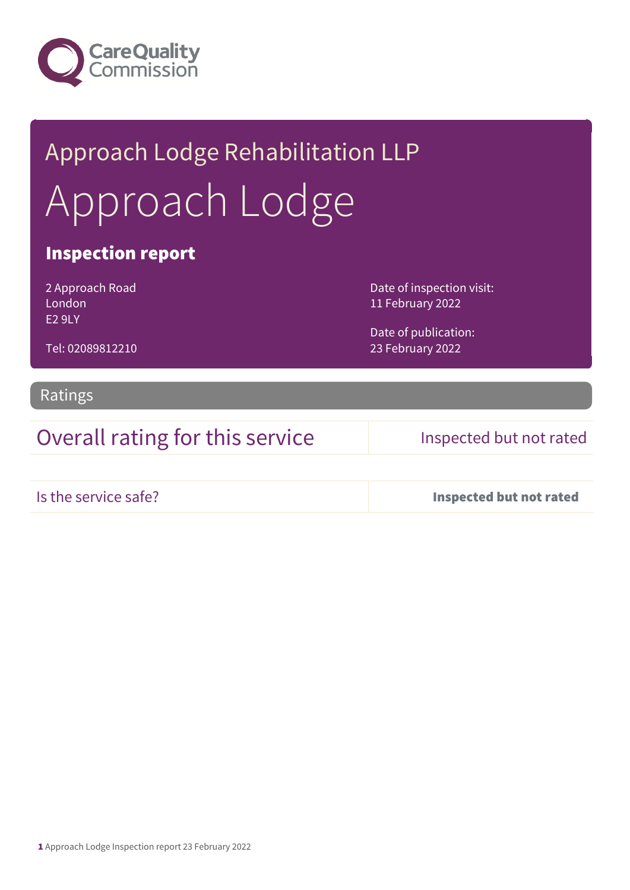# Approach Lodge Rehabilitation LLP

# Approach Lodge

## Inspection report

2 Approach Road
London
E2 9LY

Tel: 02089812210

Date of inspection visit:
11 February 2022

Date of publication:
23 February 2022

## Ratings

| Overall rating for this service | Inspected but not rated |
| --- | --- |
| Is the service safe? | **Inspected but not rated** |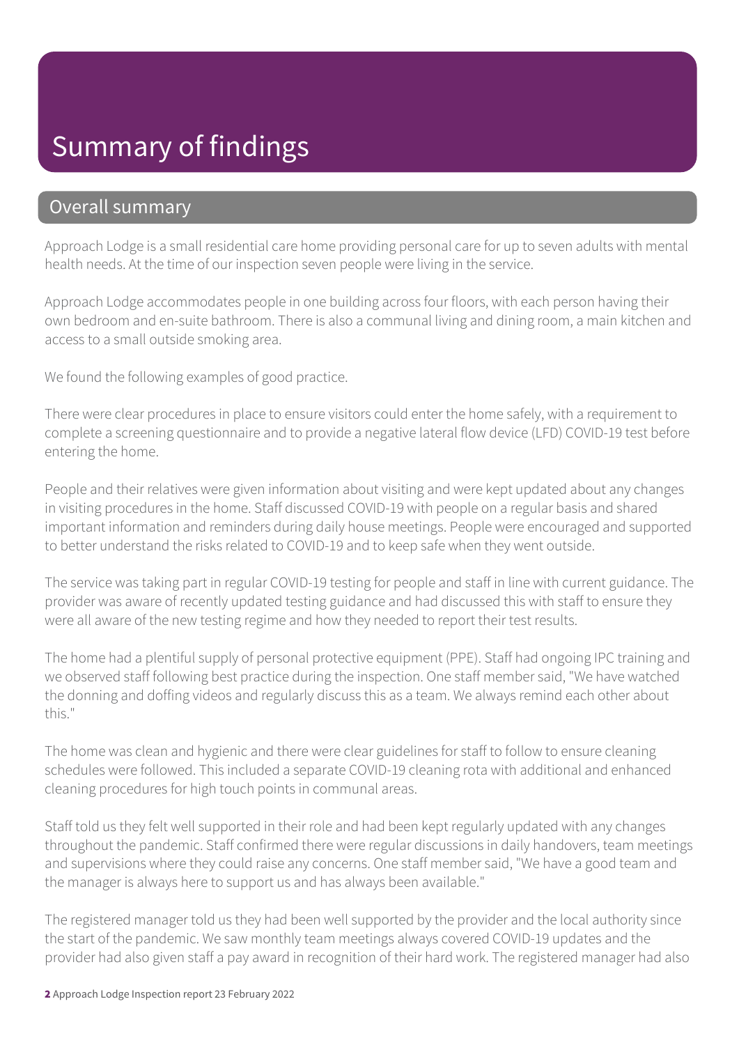# Summary of findings

## Overall summary

Approach Lodge is a small residential care home providing personal care for up to seven adults with mental health needs. At the time of our inspection seven people were living in the service.

Approach Lodge accommodates people in one building across four floors, with each person having their own bedroom and en-suite bathroom. There is also a communal living and dining room, a main kitchen and access to a small outside smoking area.

We found the following examples of good practice.

There were clear procedures in place to ensure visitors could enter the home safely, with a requirement to complete a screening questionnaire and to provide a negative lateral flow device (LFD) COVID-19 test before entering the home.

People and their relatives were given information about visiting and were kept updated about any changes in visiting procedures in the home. Staff discussed COVID-19 with people on a regular basis and shared important information and reminders during daily house meetings. People were encouraged and supported to better understand the risks related to COVID-19 and to keep safe when they went outside.

The service was taking part in regular COVID-19 testing for people and staff in line with current guidance. The provider was aware of recently updated testing guidance and had discussed this with staff to ensure they were all aware of the new testing regime and how they needed to report their test results.

The home had a plentiful supply of personal protective equipment (PPE). Staff had ongoing IPC training and we observed staff following best practice during the inspection. One staff member said, "We have watched the donning and doffing videos and regularly discuss this as a team. We always remind each other about this."

The home was clean and hygienic and there were clear guidelines for staff to follow to ensure cleaning schedules were followed. This included a separate COVID-19 cleaning rota with additional and enhanced cleaning procedures for high touch points in communal areas.

Staff told us they felt well supported in their role and had been kept regularly updated with any changes throughout the pandemic. Staff confirmed there were regular discussions in daily handovers, team meetings and supervisions where they could raise any concerns. One staff member said, "We have a good team and the manager is always here to support us and has always been available."

The registered manager told us they had been well supported by the provider and the local authority since the start of the pandemic. We saw monthly team meetings always covered COVID-19 updates and the provider had also given staff a pay award in recognition of their hard work. The registered manager had also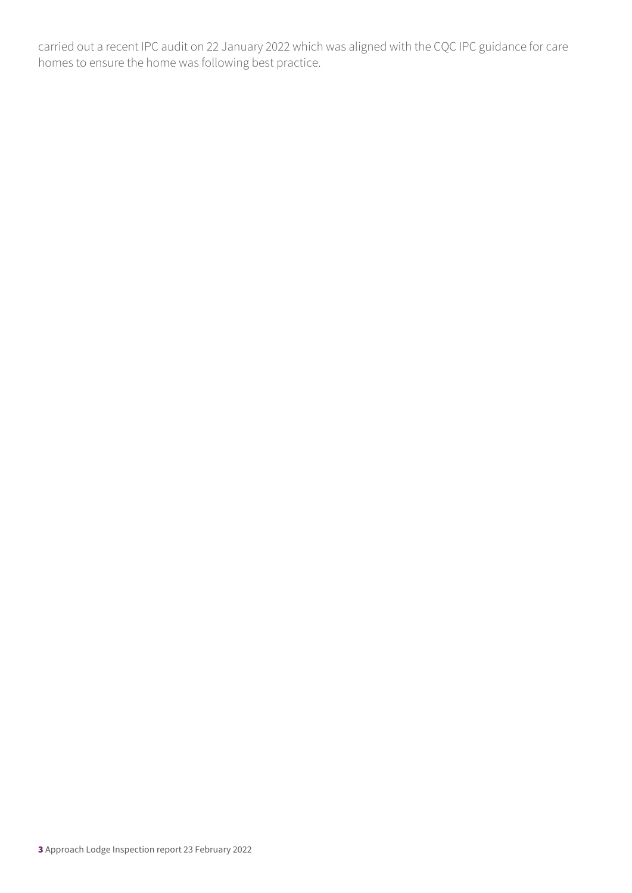carried out a recent IPC audit on 22 January 2022 which was aligned with the CQC IPC guidance for care homes to ensure the home was following best practice.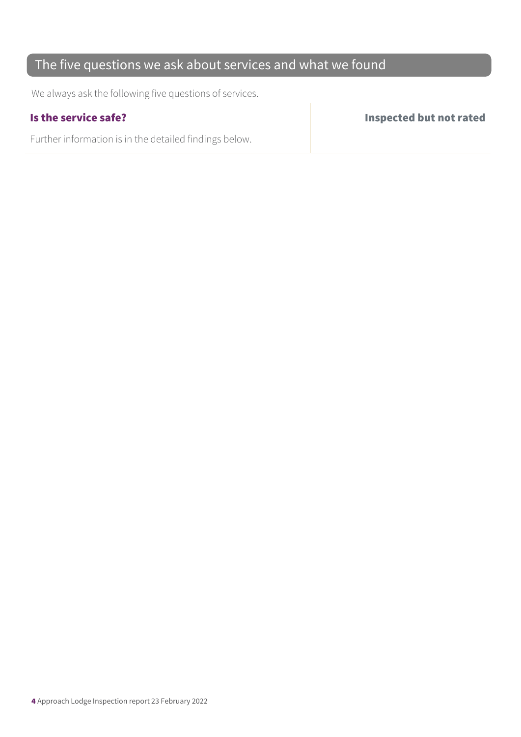## The five questions we ask about services and what we found

We always ask the following five questions of services.

| **Is the service safe?** | **Inspected but not rated** |
| --- | --- |
| Further information is in the detailed findings below. | |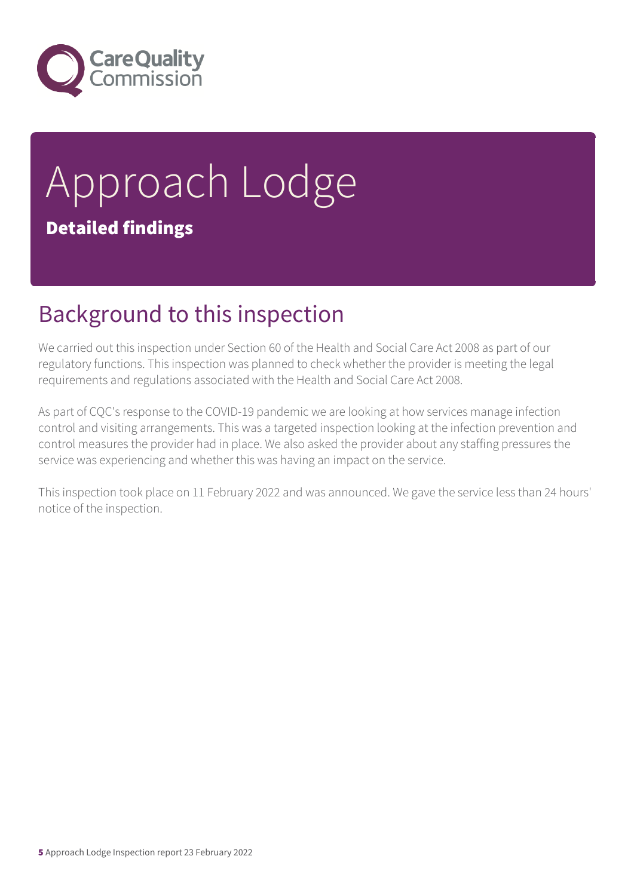# Approach Lodge

**Detailed findings**

## Background to this inspection

We carried out this inspection under Section 60 of the Health and Social Care Act 2008 as part of our regulatory functions. This inspection was planned to check whether the provider is meeting the legal requirements and regulations associated with the Health and Social Care Act 2008.

As part of CQC's response to the COVID-19 pandemic we are looking at how services manage infection control and visiting arrangements. This was a targeted inspection looking at the infection prevention and control measures the provider had in place. We also asked the provider about any staffing pressures the service was experiencing and whether this was having an impact on the service.

This inspection took place on 11 February 2022 and was announced. We gave the service less than 24 hours' notice of the inspection.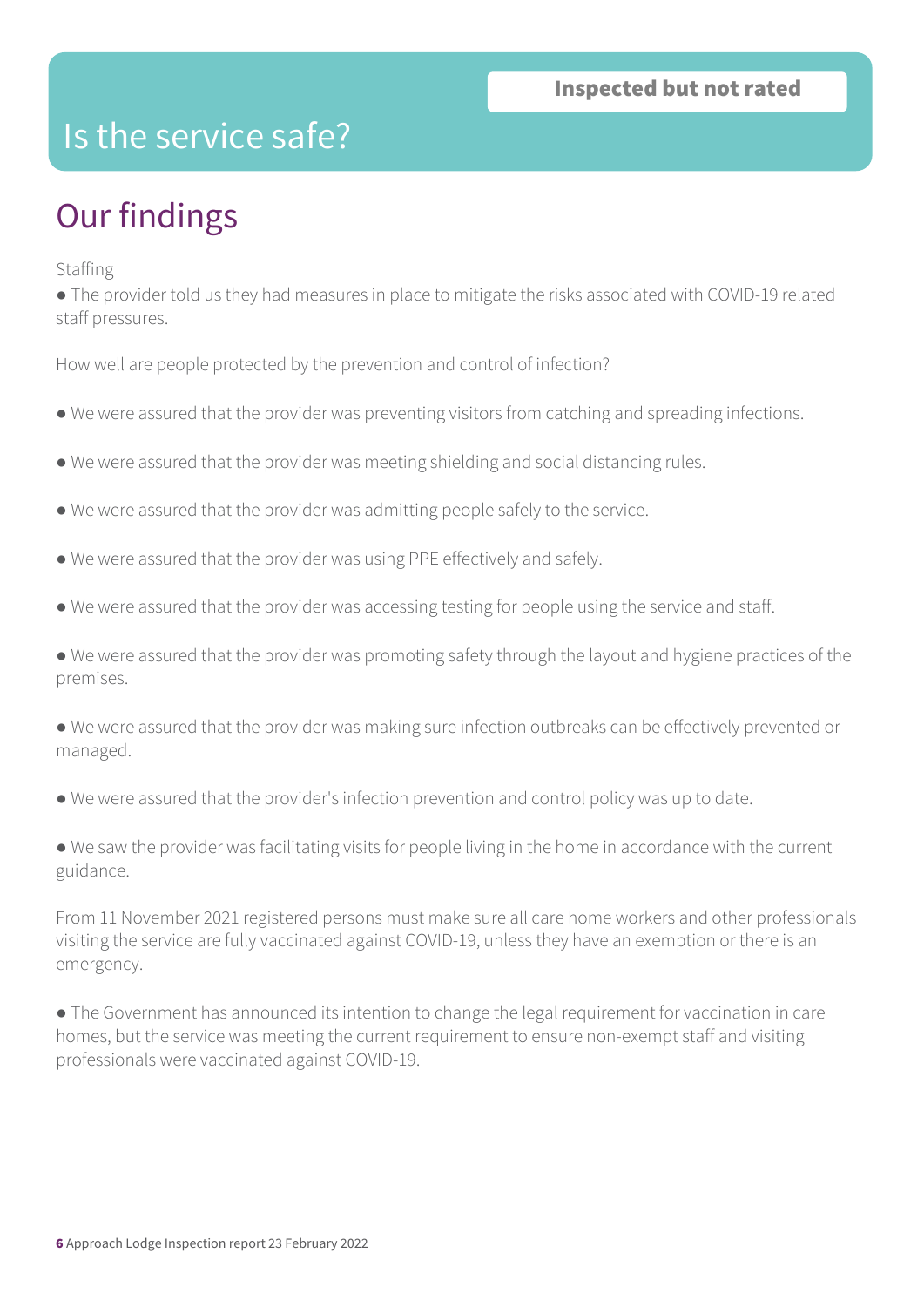# Is the service safe?

**Inspected but not rated**

## Our findings

Staffing

- The provider told us they had measures in place to mitigate the risks associated with COVID-19 related staff pressures.

How well are people protected by the prevention and control of infection?

- We were assured that the provider was preventing visitors from catching and spreading infections.
- We were assured that the provider was meeting shielding and social distancing rules.
- We were assured that the provider was admitting people safely to the service.
- We were assured that the provider was using PPE effectively and safely.
- We were assured that the provider was accessing testing for people using the service and staff.
- We were assured that the provider was promoting safety through the layout and hygiene practices of the premises.
- We were assured that the provider was making sure infection outbreaks can be effectively prevented or managed.
- We were assured that the provider's infection prevention and control policy was up to date.
- We saw the provider was facilitating visits for people living in the home in accordance with the current guidance.

From 11 November 2021 registered persons must make sure all care home workers and other professionals visiting the service are fully vaccinated against COVID-19, unless they have an exemption or there is an emergency.

- The Government has announced its intention to change the legal requirement for vaccination in care homes, but the service was meeting the current requirement to ensure non-exempt staff and visiting professionals were vaccinated against COVID-19.